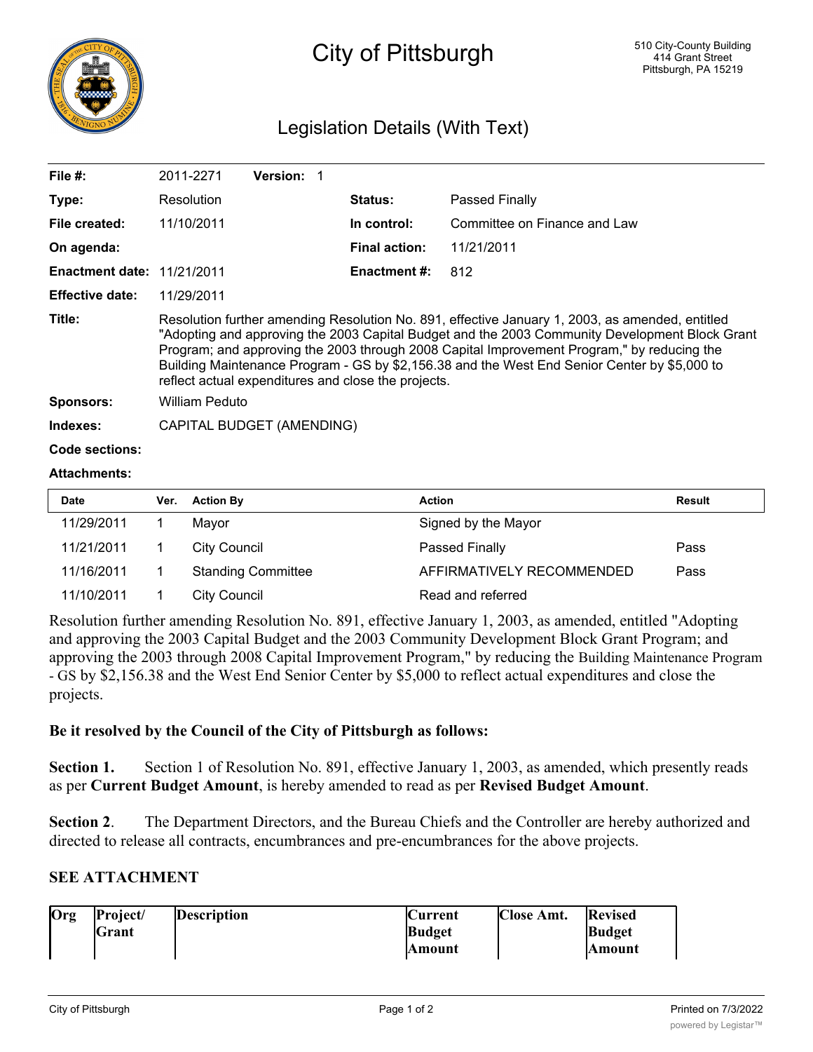# City of Pittsburgh

510 City-County Building
414 Grant Street
Pittsburgh, PA 15219

## Legislation Details (With Text)

| | | | |
|---|---|---|---|
| **File #:** | 2011-2271 **Version:** 1 | | |
| **Type:** | Resolution | **Status:** | Passed Finally |
| **File created:** | 11/10/2011 | **In control:** | Committee on Finance and Law |
| **On agenda:** | | **Final action:** | 11/21/2011 |
| **Enactment date:** | 11/21/2011 | **Enactment #:** | 812 |
| **Effective date:** | 11/29/2011 | | |

**Title:** Resolution further amending Resolution No. 891, effective January 1, 2003, as amended, entitled "Adopting and approving the 2003 Capital Budget and the 2003 Community Development Block Grant Program; and approving the 2003 through 2008 Capital Improvement Program," by reducing the Building Maintenance Program - GS by $2,156.38 and the West End Senior Center by $5,000 to reflect actual expenditures and close the projects.

**Sponsors:** William Peduto

**Indexes:** CAPITAL BUDGET (AMENDING)

**Code sections:**

**Attachments:**

| Date | Ver. | Action By | Action | Result |
|---|---|---|---|---|
| 11/29/2011 | 1 | Mayor | Signed by the Mayor | |
| 11/21/2011 | 1 | City Council | Passed Finally | Pass |
| 11/16/2011 | 1 | Standing Committee | AFFIRMATIVELY RECOMMENDED | Pass |
| 11/10/2011 | 1 | City Council | Read and referred | |

Resolution further amending Resolution No. 891, effective January 1, 2003, as amended, entitled "Adopting and approving the 2003 Capital Budget and the 2003 Community Development Block Grant Program; and approving the 2003 through 2008 Capital Improvement Program," by reducing the Building Maintenance Program - GS by $2,156.38 and the West End Senior Center by $5,000 to reflect actual expenditures and close the projects.

**Be it resolved by the Council of the City of Pittsburgh as follows:**

**Section 1.** Section 1 of Resolution No. 891, effective January 1, 2003, as amended, which presently reads as per **Current Budget Amount**, is hereby amended to read as per **Revised Budget Amount**.

**Section 2**. The Department Directors, and the Bureau Chiefs and the Controller are hereby authorized and directed to release all contracts, encumbrances and pre-encumbrances for the above projects.

**SEE ATTACHMENT**

| Org | Project/ Grant | Description | Current Budget Amount | Close Amt. | Revised Budget Amount |
|---|---|---|---|---|---|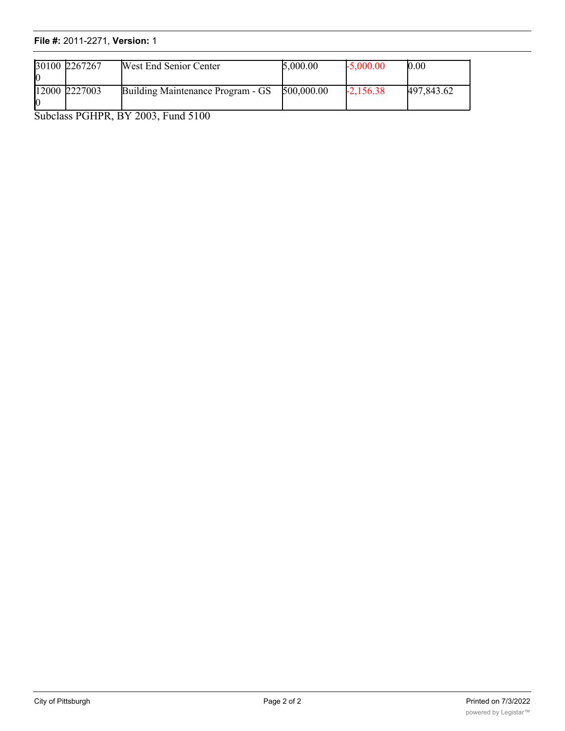| | | | | | |
|---|---|---|---|---|---|
| 301000 | 2267267 | West End Senior Center | 5,000.00 | -5,000.00 | 0.00 |
| 120000 | 2227003 | Building Maintenance Program - GS | 500,000.00 | -2,156.38 | 497,843.62 |

Subclass PGHPR, BY 2003, Fund 5100